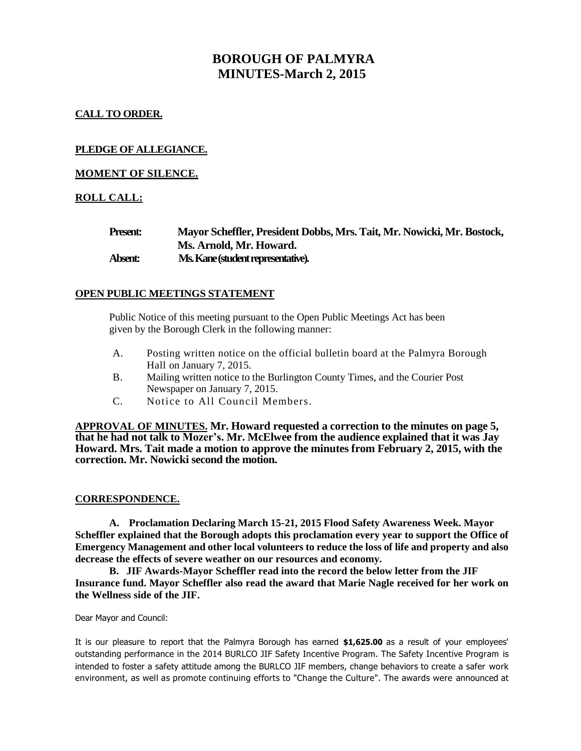# BOROUGH OF PALMYRA
## MINUTES-March 2, 2015

**CALL TO ORDER.**

**PLEDGE OF ALLEGIANCE.**

**MOMENT OF SILENCE.**

**ROLL CALL:**

**Present:** **Mayor Scheffler, President Dobbs, Mrs. Tait, Mr. Nowicki, Mr. Bostock, Ms. Arnold, Mr. Howard.**
**Absent:** **Ms. Kane (student representative).**

**OPEN PUBLIC MEETINGS STATEMENT**

Public Notice of this meeting pursuant to the Open Public Meetings Act has been given by the Borough Clerk in the following manner:

A. Posting written notice on the official bulletin board at the Palmyra Borough Hall on January 7, 2015.
B. Mailing written notice to the Burlington County Times, and the Courier Post Newspaper on January 7, 2015.
C. Notice to All Council Members.

**APPROVAL OF MINUTES. Mr. Howard requested a correction to the minutes on page 5, that he had not talk to Mozer's. Mr. McElwee from the audience explained that it was Jay Howard. Mrs. Tait made a motion to approve the minutes from February 2, 2015, with the correction. Mr. Nowicki second the motion.**

**CORRESPONDENCE.**

**A. Proclamation Declaring March 15-21, 2015 Flood Safety Awareness Week. Mayor Scheffler explained that the Borough adopts this proclamation every year to support the Office of Emergency Management and other local volunteers to reduce the loss of life and property and also decrease the effects of severe weather on our resources and economy.**

**B. JIF Awards-Mayor Scheffler read into the record the below letter from the JIF Insurance fund. Mayor Scheffler also read the award that Marie Nagle received for her work on the Wellness side of the JIF.**

Dear Mayor and Council:

It is our pleasure to report that the Palmyra Borough has earned **$1,625.00** as a result of your employees' outstanding performance in the 2014 BURLCO JIF Safety Incentive Program. The Safety Incentive Program is intended to foster a safety attitude among the BURLCO JIF members, change behaviors to create a safer work environment, as well as promote continuing efforts to "Change the Culture". The awards were announced at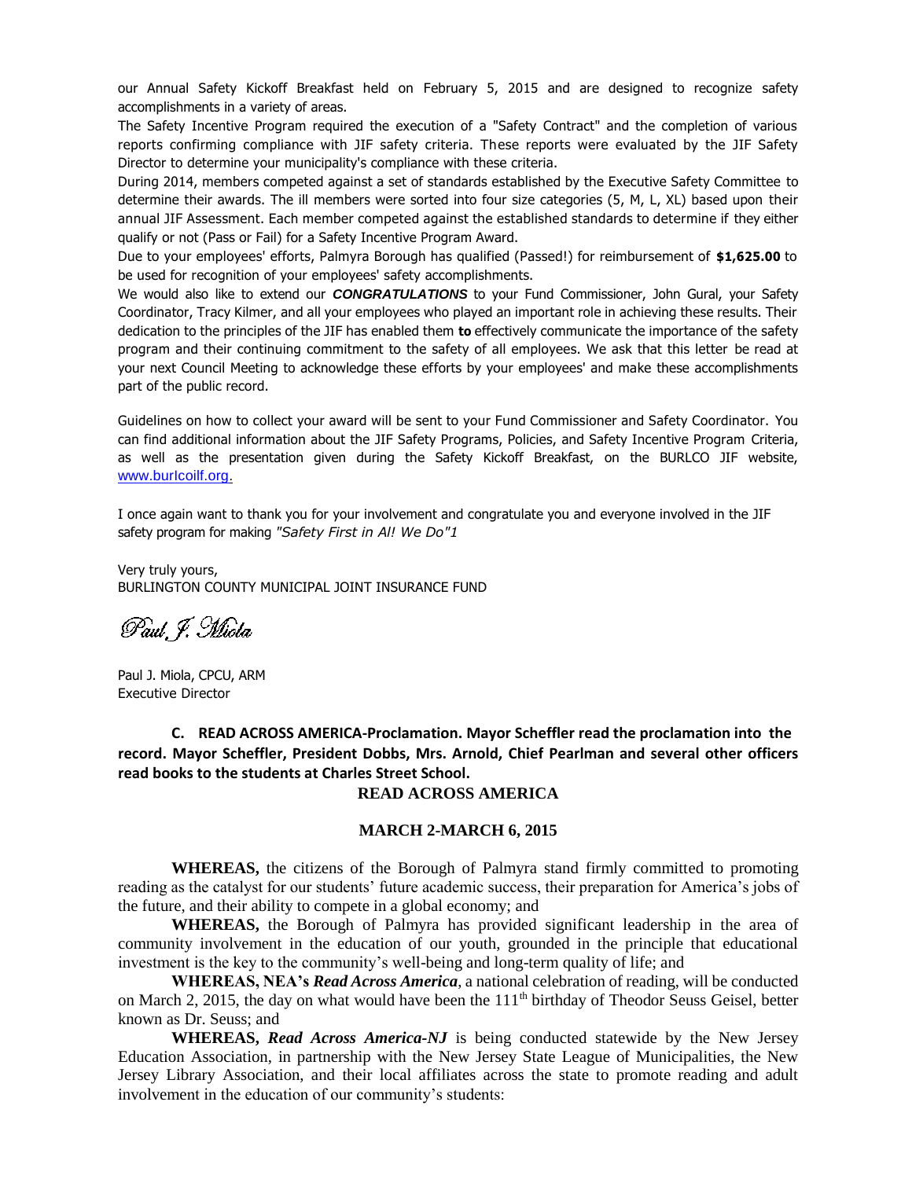our Annual Safety Kickoff Breakfast held on February 5, 2015 and are designed to recognize safety accomplishments in a variety of areas.

The Safety Incentive Program required the execution of a "Safety Contract" and the completion of various reports confirming compliance with JIF safety criteria. These reports were evaluated by the JIF Safety Director to determine your municipality's compliance with these criteria.

During 2014, members competed against a set of standards established by the Executive Safety Committee to determine their awards. The ill members were sorted into four size categories (5, M, L, XL) based upon their annual JIF Assessment. Each member competed against the established standards to determine if they either qualify or not (Pass or Fail) for a Safety Incentive Program Award.

Due to your employees' efforts, Palmyra Borough has qualified (Passed!) for reimbursement of **$1,625.00** to be used for recognition of your employees' safety accomplishments.

We would also like to extend our ***CONGRATULATIONS*** to your Fund Commissioner, John Gural, your Safety Coordinator, Tracy Kilmer, and all your employees who played an important role in achieving these results. Their dedication to the principles of the JIF has enabled them **to** effectively communicate the importance of the safety program and their continuing commitment to the safety of all employees. We ask that this letter be read at your next Council Meeting to acknowledge these efforts by your employees' and make these accomplishments part of the public record.

Guidelines on how to collect your award will be sent to your Fund Commissioner and Safety Coordinator. You can find additional information about the JIF Safety Programs, Policies, and Safety Incentive Program Criteria, as well as the presentation given during the Safety Kickoff Breakfast, on the BURLCO JIF website, www.burlcoilf.org.

I once again want to thank you for your involvement and congratulate you and everyone involved in the JIF safety program for making *"Safety First in Al! We Do"1*

Very truly yours,
BURLINGTON COUNTY MUNICIPAL JOINT INSURANCE FUND

*Paul J. Miola*

Paul J. Miola, CPCU, ARM
Executive Director

**C. READ ACROSS AMERICA-Proclamation. Mayor Scheffler read the proclamation into the record. Mayor Scheffler, President Dobbs, Mrs. Arnold, Chief Pearlman and several other officers read books to the students at Charles Street School.**

**READ ACROSS AMERICA**

**MARCH 2-MARCH 6, 2015**

**WHEREAS,** the citizens of the Borough of Palmyra stand firmly committed to promoting reading as the catalyst for our students' future academic success, their preparation for America's jobs of the future, and their ability to compete in a global economy; and

**WHEREAS,** the Borough of Palmyra has provided significant leadership in the area of community involvement in the education of our youth, grounded in the principle that educational investment is the key to the community's well-being and long-term quality of life; and

**WHEREAS, NEA's *Read Across America***, a national celebration of reading, will be conducted on March 2, 2015, the day on what would have been the 111th birthday of Theodor Seuss Geisel, better known as Dr. Seuss; and

**WHEREAS, *Read Across America-NJ*** is being conducted statewide by the New Jersey Education Association, in partnership with the New Jersey State League of Municipalities, the New Jersey Library Association, and their local affiliates across the state to promote reading and adult involvement in the education of our community's students: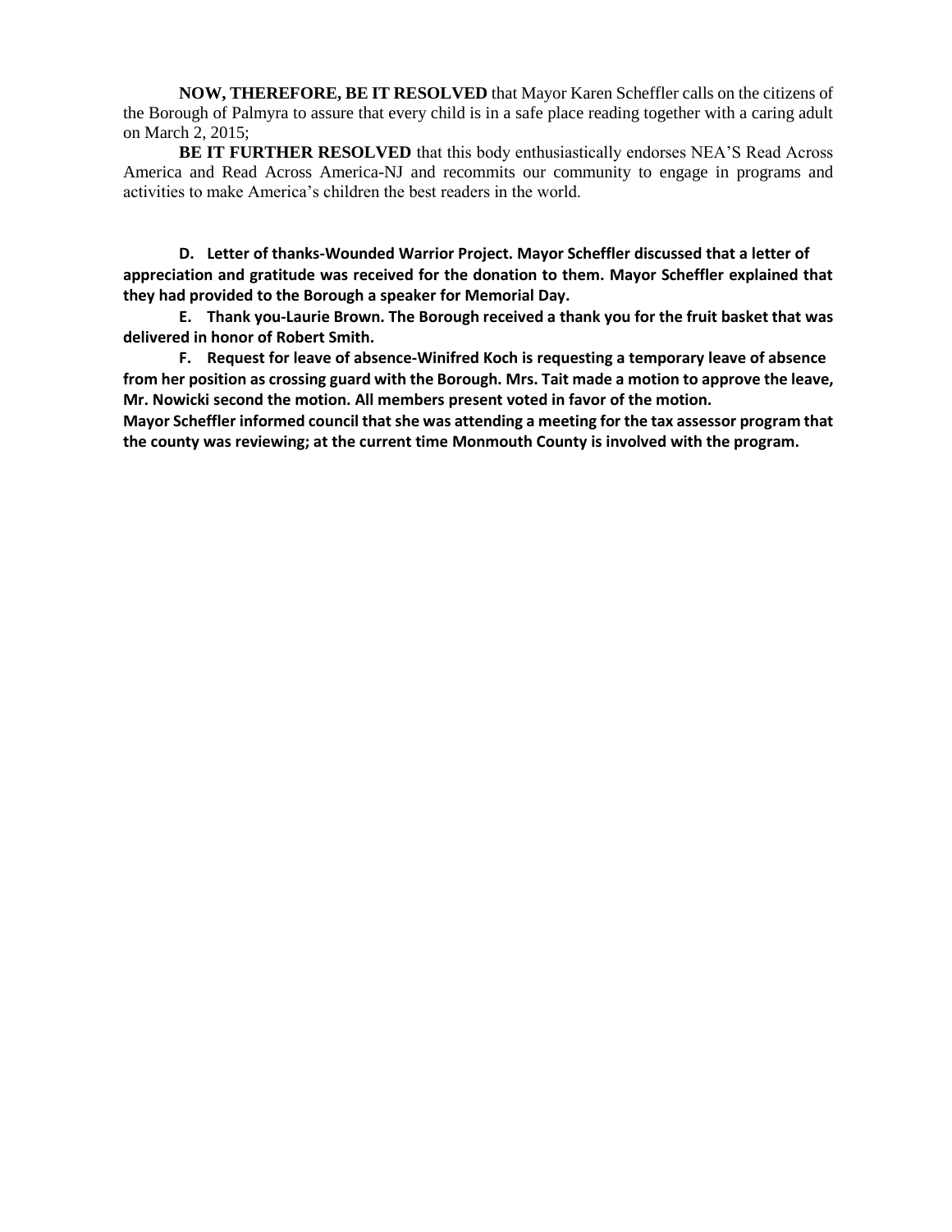**NOW, THEREFORE, BE IT RESOLVED** that Mayor Karen Scheffler calls on the citizens of the Borough of Palmyra to assure that every child is in a safe place reading together with a caring adult on March 2, 2015;

**BE IT FURTHER RESOLVED** that this body enthusiastically endorses NEA'S Read Across America and Read Across America-NJ and recommits our community to engage in programs and activities to make America's children the best readers in the world.

**D. Letter of thanks-Wounded Warrior Project. Mayor Scheffler discussed that a letter of appreciation and gratitude was received for the donation to them. Mayor Scheffler explained that they had provided to the Borough a speaker for Memorial Day.**

**E. Thank you-Laurie Brown. The Borough received a thank you for the fruit basket that was delivered in honor of Robert Smith.**

**F. Request for leave of absence-Winifred Koch is requesting a temporary leave of absence from her position as crossing guard with the Borough. Mrs. Tait made a motion to approve the leave, Mr. Nowicki second the motion. All members present voted in favor of the motion.**

**Mayor Scheffler informed council that she was attending a meeting for the tax assessor program that the county was reviewing; at the current time Monmouth County is involved with the program.**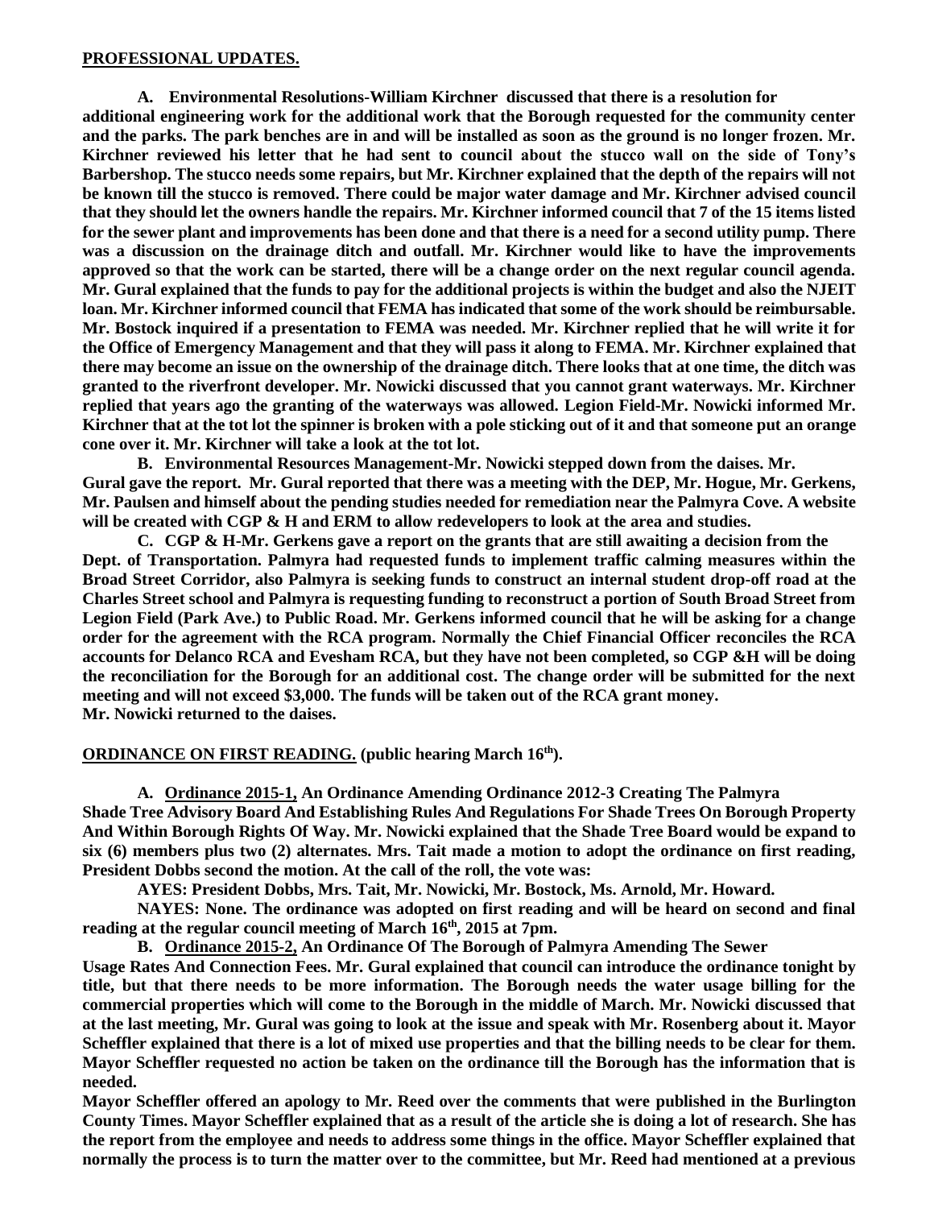## PROFESSIONAL UPDATES.

**A. Environmental Resolutions-William Kirchner discussed that there is a resolution for additional engineering work for the additional work that the Borough requested for the community center and the parks. The park benches are in and will be installed as soon as the ground is no longer frozen. Mr. Kirchner reviewed his letter that he had sent to council about the stucco wall on the side of Tony's Barbershop. The stucco needs some repairs, but Mr. Kirchner explained that the depth of the repairs will not be known till the stucco is removed. There could be major water damage and Mr. Kirchner advised council that they should let the owners handle the repairs. Mr. Kirchner informed council that 7 of the 15 items listed for the sewer plant and improvements has been done and that there is a need for a second utility pump. There was a discussion on the drainage ditch and outfall. Mr. Kirchner would like to have the improvements approved so that the work can be started, there will be a change order on the next regular council agenda. Mr. Gural explained that the funds to pay for the additional projects is within the budget and also the NJEIT loan. Mr. Kirchner informed council that FEMA has indicated that some of the work should be reimbursable. Mr. Bostock inquired if a presentation to FEMA was needed. Mr. Kirchner replied that he will write it for the Office of Emergency Management and that they will pass it along to FEMA. Mr. Kirchner explained that there may become an issue on the ownership of the drainage ditch. There looks that at one time, the ditch was granted to the riverfront developer. Mr. Nowicki discussed that you cannot grant waterways. Mr. Kirchner replied that years ago the granting of the waterways was allowed. Legion Field-Mr. Nowicki informed Mr. Kirchner that at the tot lot the spinner is broken with a pole sticking out of it and that someone put an orange cone over it. Mr. Kirchner will take a look at the tot lot.**

**B. Environmental Resources Management-Mr. Nowicki stepped down from the daises. Mr. Gural gave the report. Mr. Gural reported that there was a meeting with the DEP, Mr. Hogue, Mr. Gerkens, Mr. Paulsen and himself about the pending studies needed for remediation near the Palmyra Cove. A website will be created with CGP & H and ERM to allow redevelopers to look at the area and studies.**

**C. CGP & H-Mr. Gerkens gave a report on the grants that are still awaiting a decision from the Dept. of Transportation. Palmyra had requested funds to implement traffic calming measures within the Broad Street Corridor, also Palmyra is seeking funds to construct an internal student drop-off road at the Charles Street school and Palmyra is requesting funding to reconstruct a portion of South Broad Street from Legion Field (Park Ave.) to Public Road. Mr. Gerkens informed council that he will be asking for a change order for the agreement with the RCA program. Normally the Chief Financial Officer reconciles the RCA accounts for Delanco RCA and Evesham RCA, but they have not been completed, so CGP &H will be doing the reconciliation for the Borough for an additional cost. The change order will be submitted for the next meeting and will not exceed $3,000. The funds will be taken out of the RCA grant money.**
**Mr. Nowicki returned to the daises.**

## ORDINANCE ON FIRST READING. (public hearing March 16th).

**A. Ordinance 2015-1, An Ordinance Amending Ordinance 2012-3 Creating The Palmyra Shade Tree Advisory Board And Establishing Rules And Regulations For Shade Trees On Borough Property And Within Borough Rights Of Way. Mr. Nowicki explained that the Shade Tree Board would be expand to six (6) members plus two (2) alternates. Mrs. Tait made a motion to adopt the ordinance on first reading, President Dobbs second the motion. At the call of the roll, the vote was:**

**AYES: President Dobbs, Mrs. Tait, Mr. Nowicki, Mr. Bostock, Ms. Arnold, Mr. Howard.**

**NAYES: None. The ordinance was adopted on first reading and will be heard on second and final reading at the regular council meeting of March 16th, 2015 at 7pm.**

**B. Ordinance 2015-2, An Ordinance Of The Borough of Palmyra Amending The Sewer Usage Rates And Connection Fees. Mr. Gural explained that council can introduce the ordinance tonight by title, but that there needs to be more information. The Borough needs the water usage billing for the commercial properties which will come to the Borough in the middle of March. Mr. Nowicki discussed that at the last meeting, Mr. Gural was going to look at the issue and speak with Mr. Rosenberg about it. Mayor Scheffler explained that there is a lot of mixed use properties and that the billing needs to be clear for them. Mayor Scheffler requested no action be taken on the ordinance till the Borough has the information that is needed.**

**Mayor Scheffler offered an apology to Mr. Reed over the comments that were published in the Burlington County Times. Mayor Scheffler explained that as a result of the article she is doing a lot of research. She has the report from the employee and needs to address some things in the office. Mayor Scheffler explained that normally the process is to turn the matter over to the committee, but Mr. Reed had mentioned at a previous**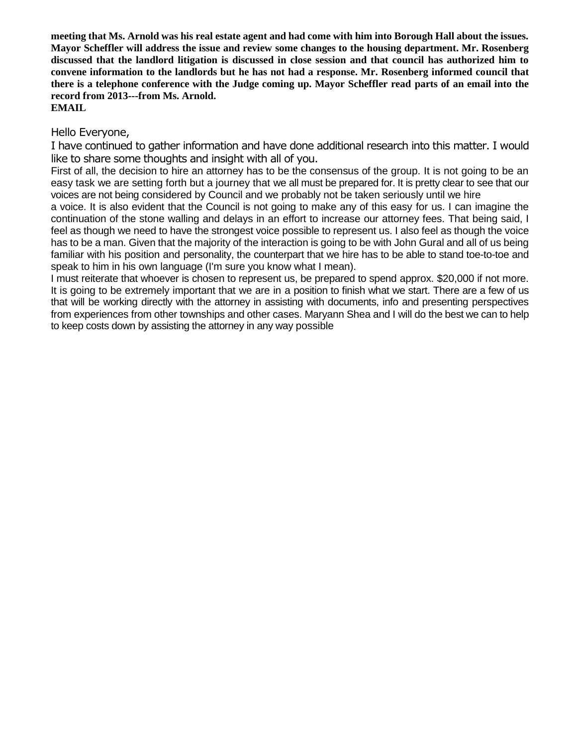**meeting that Ms. Arnold was his real estate agent and had come with him into Borough Hall about the issues. Mayor Scheffler will address the issue and review some changes to the housing department. Mr. Rosenberg discussed that the landlord litigation is discussed in close session and that council has authorized him to convene information to the landlords but he has not had a response. Mr. Rosenberg informed council that there is a telephone conference with the Judge coming up. Mayor Scheffler read parts of an email into the record from 2013---from Ms. Arnold.**

**EMAIL**

Hello Everyone,

I have continued to gather information and have done additional research into this matter. I would like to share some thoughts and insight with all of you.

First of all, the decision to hire an attorney has to be the consensus of the group. It is not going to be an easy task we are setting forth but a journey that we all must be prepared for. It is pretty clear to see that our voices are not being considered by Council and we probably not be taken seriously until we hire a voice. It is also evident that the Council is not going to make any of this easy for us. I can imagine the continuation of the stone walling and delays in an effort to increase our attorney fees. That being said, I feel as though we need to have the strongest voice possible to represent us. I also feel as though the voice has to be a man. Given that the majority of the interaction is going to be with John Gural and all of us being familiar with his position and personality, the counterpart that we hire has to be able to stand toe-to-toe and speak to him in his own language (I'm sure you know what I mean).

I must reiterate that whoever is chosen to represent us, be prepared to spend approx. $20,000 if not more. It is going to be extremely important that we are in a position to finish what we start. There are a few of us that will be working directly with the attorney in assisting with documents, info and presenting perspectives from experiences from other townships and other cases. Maryann Shea and I will do the best we can to help to keep costs down by assisting the attorney in any way possible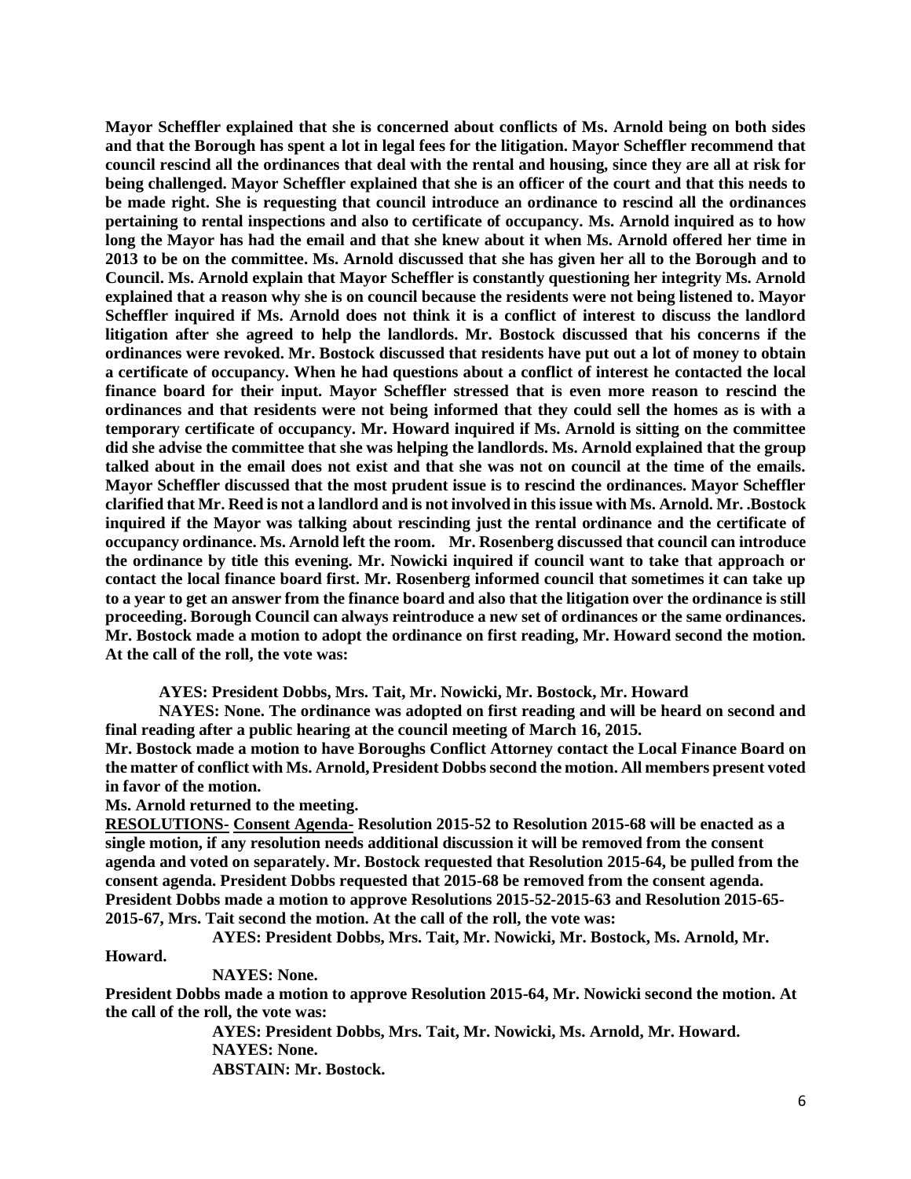**Mayor Scheffler explained that she is concerned about conflicts of Ms. Arnold being on both sides and that the Borough has spent a lot in legal fees for the litigation. Mayor Scheffler recommend that council rescind all the ordinances that deal with the rental and housing, since they are all at risk for being challenged. Mayor Scheffler explained that she is an officer of the court and that this needs to be made right. She is requesting that council introduce an ordinance to rescind all the ordinances pertaining to rental inspections and also to certificate of occupancy. Ms. Arnold inquired as to how long the Mayor has had the email and that she knew about it when Ms. Arnold offered her time in 2013 to be on the committee. Ms. Arnold discussed that she has given her all to the Borough and to Council. Ms. Arnold explain that Mayor Scheffler is constantly questioning her integrity Ms. Arnold explained that a reason why she is on council because the residents were not being listened to. Mayor Scheffler inquired if Ms. Arnold does not think it is a conflict of interest to discuss the landlord litigation after she agreed to help the landlords. Mr. Bostock discussed that his concerns if the ordinances were revoked. Mr. Bostock discussed that residents have put out a lot of money to obtain a certificate of occupancy. When he had questions about a conflict of interest he contacted the local finance board for their input. Mayor Scheffler stressed that is even more reason to rescind the ordinances and that residents were not being informed that they could sell the homes as is with a temporary certificate of occupancy. Mr. Howard inquired if Ms. Arnold is sitting on the committee did she advise the committee that she was helping the landlords. Ms. Arnold explained that the group talked about in the email does not exist and that she was not on council at the time of the emails. Mayor Scheffler discussed that the most prudent issue is to rescind the ordinances. Mayor Scheffler clarified that Mr. Reed is not a landlord and is not involved in this issue with Ms. Arnold. Mr. .Bostock inquired if the Mayor was talking about rescinding just the rental ordinance and the certificate of occupancy ordinance. Ms. Arnold left the room. Mr. Rosenberg discussed that council can introduce the ordinance by title this evening. Mr. Nowicki inquired if council want to take that approach or contact the local finance board first. Mr. Rosenberg informed council that sometimes it can take up to a year to get an answer from the finance board and also that the litigation over the ordinance is still proceeding. Borough Council can always reintroduce a new set of ordinances or the same ordinances. Mr. Bostock made a motion to adopt the ordinance on first reading, Mr. Howard second the motion. At the call of the roll, the vote was:**

**AYES: President Dobbs, Mrs. Tait, Mr. Nowicki, Mr. Bostock, Mr. Howard**

**NAYES: None. The ordinance was adopted on first reading and will be heard on second and final reading after a public hearing at the council meeting of March 16, 2015.**

**Mr. Bostock made a motion to have Boroughs Conflict Attorney contact the Local Finance Board on the matter of conflict with Ms. Arnold, President Dobbs second the motion. All members present voted in favor of the motion.**

**Ms. Arnold returned to the meeting.**

**<u>RESOLUTIONS-</u> <u>Consent Agenda-</u> Resolution 2015-52 to Resolution 2015-68 will be enacted as a single motion, if any resolution needs additional discussion it will be removed from the consent agenda and voted on separately. Mr. Bostock requested that Resolution 2015-64, be pulled from the consent agenda. President Dobbs requested that 2015-68 be removed from the consent agenda. President Dobbs made a motion to approve Resolutions 2015-52-2015-63 and Resolution 2015-65-2015-67, Mrs. Tait second the motion. At the call of the roll, the vote was:**

**AYES: President Dobbs, Mrs. Tait, Mr. Nowicki, Mr. Bostock, Ms. Arnold, Mr. Howard.**

**NAYES: None.**

**President Dobbs made a motion to approve Resolution 2015-64, Mr. Nowicki second the motion. At the call of the roll, the vote was:**

**AYES: President Dobbs, Mrs. Tait, Mr. Nowicki, Ms. Arnold, Mr. Howard.**
**NAYES: None.**
**ABSTAIN: Mr. Bostock.**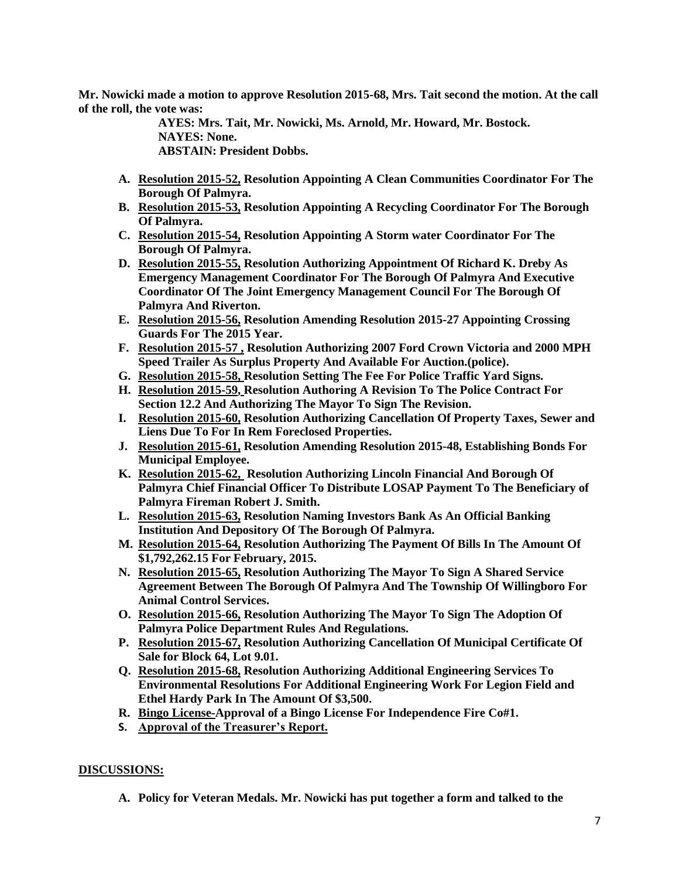**Mr. Nowicki made a motion to approve Resolution 2015-68, Mrs. Tait second the motion. At the call of the roll, the vote was:**

**AYES: Mrs. Tait, Mr. Nowicki, Ms. Arnold, Mr. Howard, Mr. Bostock.**
**NAYES: None.**
**ABSTAIN: President Dobbs.**

A. **Resolution 2015-52, Resolution Appointing A Clean Communities Coordinator For The Borough Of Palmyra.**
B. **Resolution 2015-53, Resolution Appointing A Recycling Coordinator For The Borough Of Palmyra.**
C. **Resolution 2015-54, Resolution Appointing A Storm water Coordinator For The Borough Of Palmyra.**
D. **Resolution 2015-55, Resolution Authorizing Appointment Of Richard K. Dreby As Emergency Management Coordinator For The Borough Of Palmyra And Executive Coordinator Of The Joint Emergency Management Council For The Borough Of Palmyra And Riverton.**
E. **Resolution 2015-56, Resolution Amending Resolution 2015-27 Appointing Crossing Guards For The 2015 Year.**
F. **Resolution 2015-57 , Resolution Authorizing 2007 Ford Crown Victoria and 2000 MPH Speed Trailer As Surplus Property And Available For Auction.(police).**
G. **Resolution 2015-58, Resolution Setting The Fee For Police Traffic Yard Signs.**
H. **Resolution 2015-59, Resolution Authoring A Revision To The Police Contract For Section 12.2 And Authorizing The Mayor To Sign The Revision.**
I. **Resolution 2015-60, Resolution Authorizing Cancellation Of Property Taxes, Sewer and Liens Due To For In Rem Foreclosed Properties.**
J. **Resolution 2015-61, Resolution Amending Resolution 2015-48, Establishing Bonds For Municipal Employee.**
K. **Resolution 2015-62, Resolution Authorizing Lincoln Financial And Borough Of Palmyra Chief Financial Officer To Distribute LOSAP Payment To The Beneficiary of Palmyra Fireman Robert J. Smith.**
L. **Resolution 2015-63, Resolution Naming Investors Bank As An Official Banking Institution And Depository Of The Borough Of Palmyra.**
M. **Resolution 2015-64, Resolution Authorizing The Payment Of Bills In The Amount Of $1,792,262.15 For February, 2015.**
N. **Resolution 2015-65, Resolution Authorizing The Mayor To Sign A Shared Service Agreement Between The Borough Of Palmyra And The Township Of Willingboro For Animal Control Services.**
O. **Resolution 2015-66, Resolution Authorizing The Mayor To Sign The Adoption Of Palmyra Police Department Rules And Regulations.**
P. **Resolution 2015-67, Resolution Authorizing Cancellation Of Municipal Certificate Of Sale for Block 64, Lot 9.01.**
Q. **Resolution 2015-68, Resolution Authorizing Additional Engineering Services To Environmental Resolutions For Additional Engineering Work For Legion Field and Ethel Hardy Park In The Amount Of $3,500.**
R. **Bingo License-Approval of a Bingo License For Independence Fire Co#1.**
S. **Approval of the Treasurer's Report.**

**DISCUSSIONS:**

A. **Policy for Veteran Medals. Mr. Nowicki has put together a form and talked to the**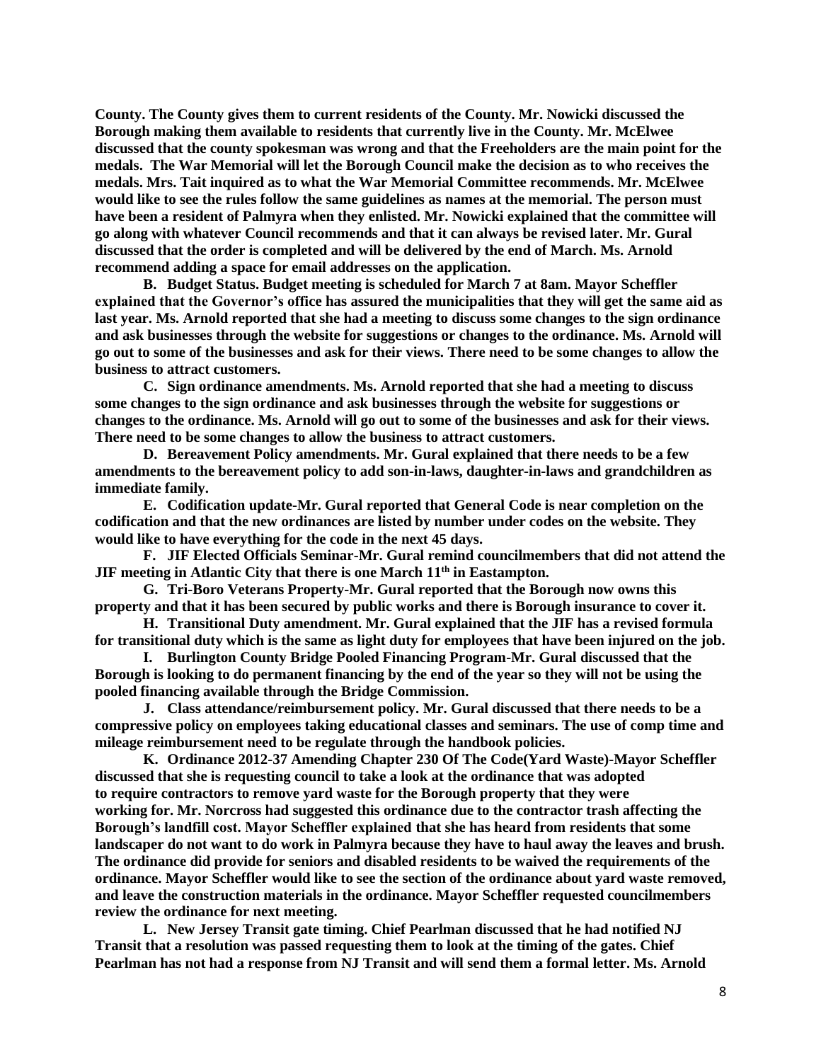**County. The County gives them to current residents of the County. Mr. Nowicki discussed the Borough making them available to residents that currently live in the County. Mr. McElwee discussed that the county spokesman was wrong and that the Freeholders are the main point for the medals. The War Memorial will let the Borough Council make the decision as to who receives the medals. Mrs. Tait inquired as to what the War Memorial Committee recommends. Mr. McElwee would like to see the rules follow the same guidelines as names at the memorial. The person must have been a resident of Palmyra when they enlisted. Mr. Nowicki explained that the committee will go along with whatever Council recommends and that it can always be revised later. Mr. Gural discussed that the order is completed and will be delivered by the end of March. Ms. Arnold recommend adding a space for email addresses on the application.**

**B. Budget Status. Budget meeting is scheduled for March 7 at 8am. Mayor Scheffler explained that the Governor's office has assured the municipalities that they will get the same aid as last year. Ms. Arnold reported that she had a meeting to discuss some changes to the sign ordinance and ask businesses through the website for suggestions or changes to the ordinance. Ms. Arnold will go out to some of the businesses and ask for their views. There need to be some changes to allow the business to attract customers.**

**C. Sign ordinance amendments. Ms. Arnold reported that she had a meeting to discuss some changes to the sign ordinance and ask businesses through the website for suggestions or changes to the ordinance. Ms. Arnold will go out to some of the businesses and ask for their views. There need to be some changes to allow the business to attract customers.**

**D. Bereavement Policy amendments. Mr. Gural explained that there needs to be a few amendments to the bereavement policy to add son-in-laws, daughter-in-laws and grandchildren as immediate family.**

**E. Codification update-Mr. Gural reported that General Code is near completion on the codification and that the new ordinances are listed by number under codes on the website. They would like to have everything for the code in the next 45 days.**

**F. JIF Elected Officials Seminar-Mr. Gural remind councilmembers that did not attend the JIF meeting in Atlantic City that there is one March 11th in Eastampton.**

**G. Tri-Boro Veterans Property-Mr. Gural reported that the Borough now owns this property and that it has been secured by public works and there is Borough insurance to cover it.**

**H. Transitional Duty amendment. Mr. Gural explained that the JIF has a revised formula for transitional duty which is the same as light duty for employees that have been injured on the job.**

**I. Burlington County Bridge Pooled Financing Program-Mr. Gural discussed that the Borough is looking to do permanent financing by the end of the year so they will not be using the pooled financing available through the Bridge Commission.**

**J. Class attendance/reimbursement policy. Mr. Gural discussed that there needs to be a compressive policy on employees taking educational classes and seminars. The use of comp time and mileage reimbursement need to be regulate through the handbook policies.**

**K. Ordinance 2012-37 Amending Chapter 230 Of The Code(Yard Waste)-Mayor Scheffler discussed that she is requesting council to take a look at the ordinance that was adopted to require contractors to remove yard waste for the Borough property that they were working for. Mr. Norcross had suggested this ordinance due to the contractor trash affecting the Borough's landfill cost. Mayor Scheffler explained that she has heard from residents that some landscaper do not want to do work in Palmyra because they have to haul away the leaves and brush. The ordinance did provide for seniors and disabled residents to be waived the requirements of the ordinance. Mayor Scheffler would like to see the section of the ordinance about yard waste removed, and leave the construction materials in the ordinance. Mayor Scheffler requested councilmembers review the ordinance for next meeting.**

**L. New Jersey Transit gate timing. Chief Pearlman discussed that he had notified NJ Transit that a resolution was passed requesting them to look at the timing of the gates. Chief Pearlman has not had a response from NJ Transit and will send them a formal letter. Ms. Arnold**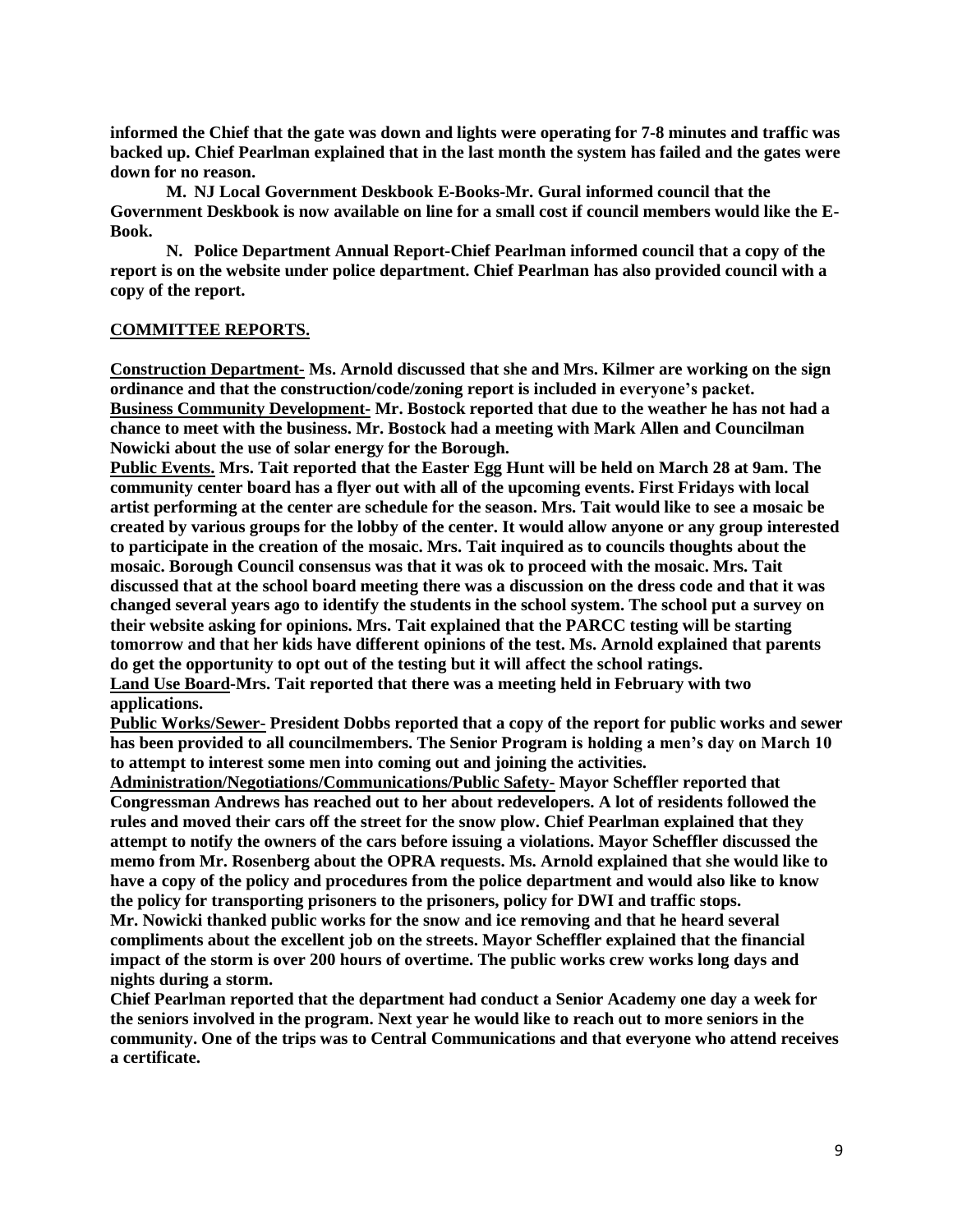**informed the Chief that the gate was down and lights were operating for 7-8 minutes and traffic was backed up. Chief Pearlman explained that in the last month the system has failed and the gates were down for no reason.**

**M. NJ Local Government Deskbook E-Books-Mr. Gural informed council that the Government Deskbook is now available on line for a small cost if council members would like the E-Book.**

**N. Police Department Annual Report-Chief Pearlman informed council that a copy of the report is on the website under police department. Chief Pearlman has also provided council with a copy of the report.**

**COMMITTEE REPORTS.**

**Construction Department- Ms. Arnold discussed that she and Mrs. Kilmer are working on the sign ordinance and that the construction/code/zoning report is included in everyone's packet.**
**Business Community Development- Mr. Bostock reported that due to the weather he has not had a chance to meet with the business. Mr. Bostock had a meeting with Mark Allen and Councilman Nowicki about the use of solar energy for the Borough.**
**Public Events. Mrs. Tait reported that the Easter Egg Hunt will be held on March 28 at 9am. The community center board has a flyer out with all of the upcoming events. First Fridays with local artist performing at the center are schedule for the season. Mrs. Tait would like to see a mosaic be created by various groups for the lobby of the center. It would allow anyone or any group interested to participate in the creation of the mosaic. Mrs. Tait inquired as to councils thoughts about the mosaic. Borough Council consensus was that it was ok to proceed with the mosaic. Mrs. Tait discussed that at the school board meeting there was a discussion on the dress code and that it was changed several years ago to identify the students in the school system. The school put a survey on their website asking for opinions. Mrs. Tait explained that the PARCC testing will be starting tomorrow and that her kids have different opinions of the test. Ms. Arnold explained that parents do get the opportunity to opt out of the testing but it will affect the school ratings.**
**Land Use Board-Mrs. Tait reported that there was a meeting held in February with two applications.**
**Public Works/Sewer- President Dobbs reported that a copy of the report for public works and sewer has been provided to all councilmembers. The Senior Program is holding a men's day on March 10 to attempt to interest some men into coming out and joining the activities.**
**Administration/Negotiations/Communications/Public Safety- Mayor Scheffler reported that Congressman Andrews has reached out to her about redevelopers. A lot of residents followed the rules and moved their cars off the street for the snow plow. Chief Pearlman explained that they attempt to notify the owners of the cars before issuing a violations. Mayor Scheffler discussed the memo from Mr. Rosenberg about the OPRA requests. Ms. Arnold explained that she would like to have a copy of the policy and procedures from the police department and would also like to know the policy for transporting prisoners to the prisoners, policy for DWI and traffic stops.**
**Mr. Nowicki thanked public works for the snow and ice removing and that he heard several compliments about the excellent job on the streets. Mayor Scheffler explained that the financial impact of the storm is over 200 hours of overtime. The public works crew works long days and nights during a storm.**
**Chief Pearlman reported that the department had conduct a Senior Academy one day a week for the seniors involved in the program. Next year he would like to reach out to more seniors in the community. One of the trips was to Central Communications and that everyone who attend receives a certificate.**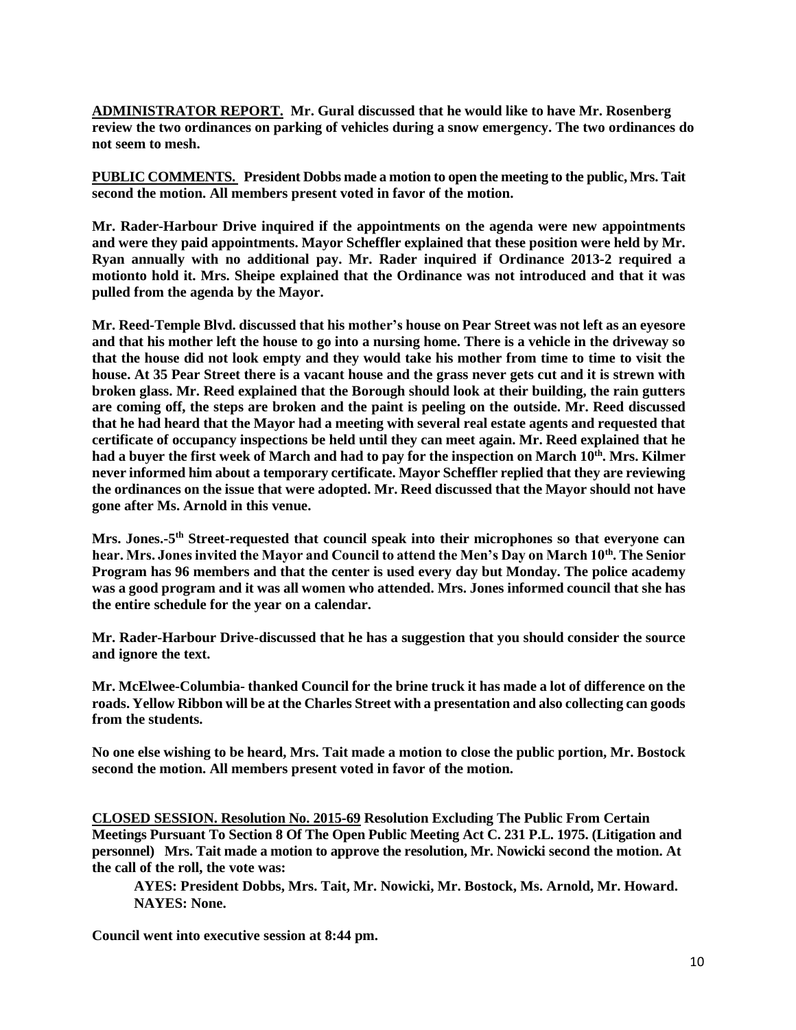**ADMINISTRATOR REPORT. Mr. Gural discussed that he would like to have Mr. Rosenberg review the two ordinances on parking of vehicles during a snow emergency. The two ordinances do not seem to mesh.**

**PUBLIC COMMENTS. President Dobbs made a motion to open the meeting to the public, Mrs. Tait second the motion. All members present voted in favor of the motion.**

**Mr. Rader-Harbour Drive inquired if the appointments on the agenda were new appointments and were they paid appointments. Mayor Scheffler explained that these position were held by Mr. Ryan annually with no additional pay. Mr. Rader inquired if Ordinance 2013-2 required a motionto hold it. Mrs. Sheipe explained that the Ordinance was not introduced and that it was pulled from the agenda by the Mayor.**

**Mr. Reed-Temple Blvd. discussed that his mother's house on Pear Street was not left as an eyesore and that his mother left the house to go into a nursing home. There is a vehicle in the driveway so that the house did not look empty and they would take his mother from time to time to visit the house. At 35 Pear Street there is a vacant house and the grass never gets cut and it is strewn with broken glass. Mr. Reed explained that the Borough should look at their building, the rain gutters are coming off, the steps are broken and the paint is peeling on the outside. Mr. Reed discussed that he had heard that the Mayor had a meeting with several real estate agents and requested that certificate of occupancy inspections be held until they can meet again. Mr. Reed explained that he had a buyer the first week of March and had to pay for the inspection on March 10th. Mrs. Kilmer never informed him about a temporary certificate. Mayor Scheffler replied that they are reviewing the ordinances on the issue that were adopted. Mr. Reed discussed that the Mayor should not have gone after Ms. Arnold in this venue.**

**Mrs. Jones.-5th Street-requested that council speak into their microphones so that everyone can hear. Mrs. Jones invited the Mayor and Council to attend the Men's Day on March 10th. The Senior Program has 96 members and that the center is used every day but Monday. The police academy was a good program and it was all women who attended. Mrs. Jones informed council that she has the entire schedule for the year on a calendar.**

**Mr. Rader-Harbour Drive-discussed that he has a suggestion that you should consider the source and ignore the text.**

**Mr. McElwee-Columbia- thanked Council for the brine truck it has made a lot of difference on the roads. Yellow Ribbon will be at the Charles Street with a presentation and also collecting can goods from the students.**

**No one else wishing to be heard, Mrs. Tait made a motion to close the public portion, Mr. Bostock second the motion. All members present voted in favor of the motion.**

**CLOSED SESSION. Resolution No. 2015-69 Resolution Excluding The Public From Certain Meetings Pursuant To Section 8 Of The Open Public Meeting Act C. 231 P.L. 1975. (Litigation and personnel) Mrs. Tait made a motion to approve the resolution, Mr. Nowicki second the motion. At the call of the roll, the vote was:**

> **AYES: President Dobbs, Mrs. Tait, Mr. Nowicki, Mr. Bostock, Ms. Arnold, Mr. Howard.**
> **NAYES: None.**

**Council went into executive session at 8:44 pm.**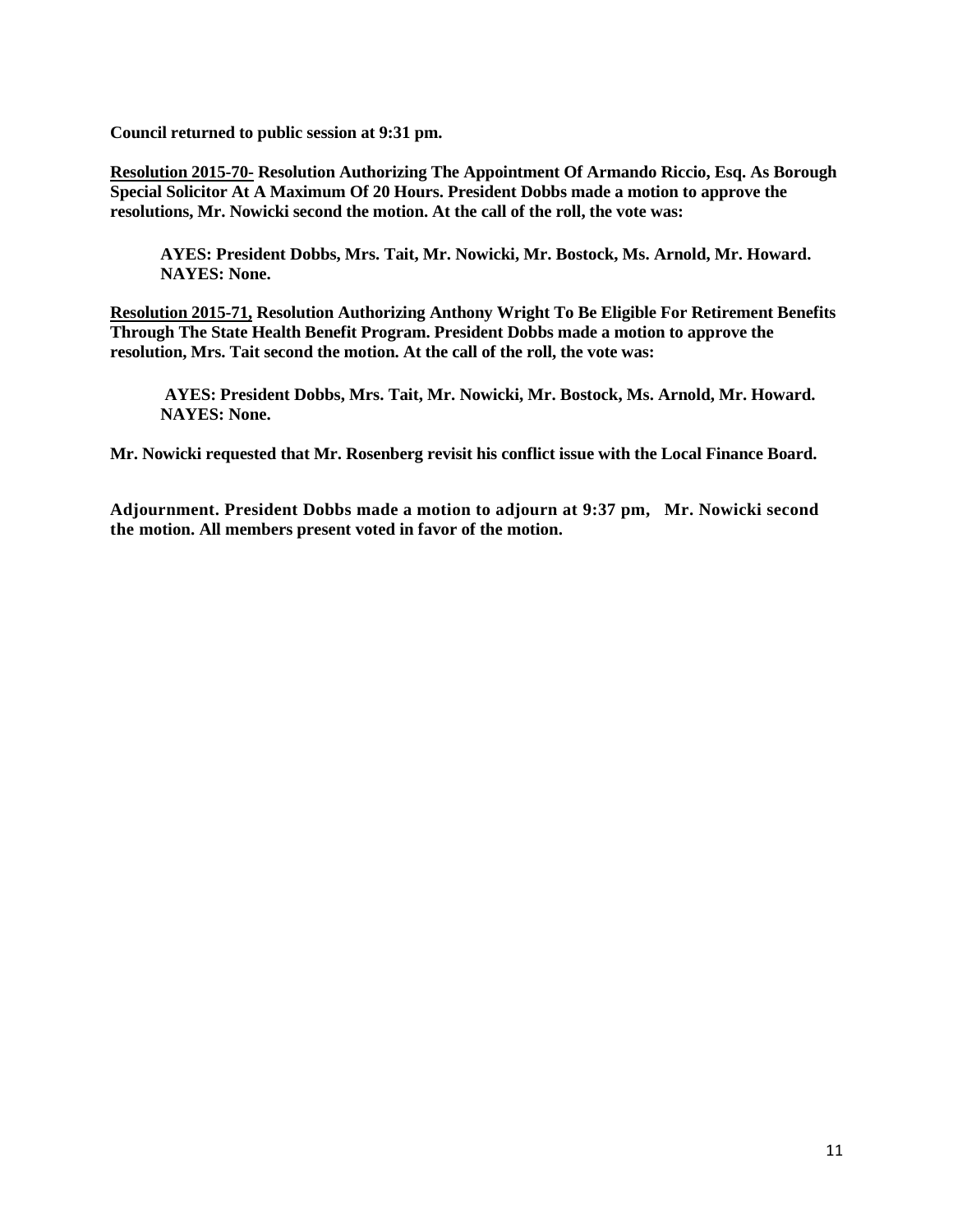**Council returned to public session at 9:31 pm.**

**<u>Resolution 2015-70-</u> Resolution Authorizing The Appointment Of Armando Riccio, Esq. As Borough Special Solicitor At A Maximum Of 20 Hours. President Dobbs made a motion to approve the resolutions, Mr. Nowicki second the motion. At the call of the roll, the vote was:**

> **AYES: President Dobbs, Mrs. Tait, Mr. Nowicki, Mr. Bostock, Ms. Arnold, Mr. Howard.**
> **NAYES: None.**

**<u>Resolution 2015-71,</u> Resolution Authorizing Anthony Wright To Be Eligible For Retirement Benefits Through The State Health Benefit Program. President Dobbs made a motion to approve the resolution, Mrs. Tait second the motion. At the call of the roll, the vote was:**

> **AYES: President Dobbs, Mrs. Tait, Mr. Nowicki, Mr. Bostock, Ms. Arnold, Mr. Howard.**
> **NAYES: None.**

**Mr. Nowicki requested that Mr. Rosenberg revisit his conflict issue with the Local Finance Board.**

**Adjournment. President Dobbs made a motion to adjourn at 9:37 pm, Mr. Nowicki second the motion. All members present voted in favor of the motion.**